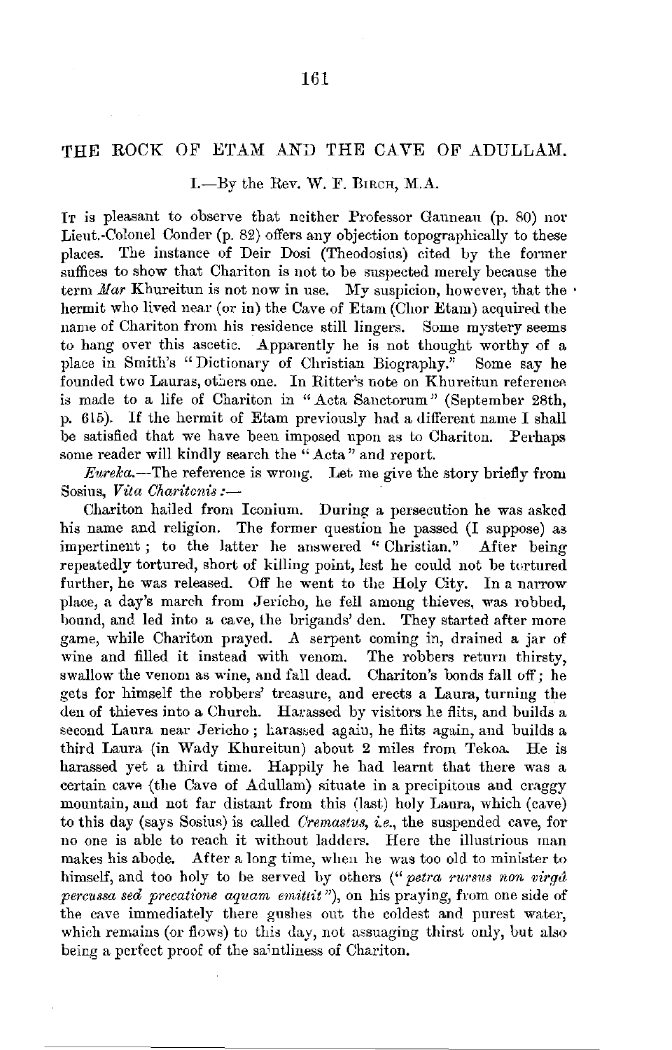# THE ROCK OF ETAM AND THE CAVE OF ADULLAM.

## I.—By the Rev. W. F. Birch, M.A.

It is pleasant to observe that neither Professor Ganneau (p. 80) nor Lieut.-Colonel Conder (p. 82) offers any objection topographically to these places. The instance of Deir Dosi (Theodosius) cited by the former suffices to show that Chariton is not to be suspected merely because the term *Mar* Khureitun is not now in use. My suspicion, however, that the hermit who lived near (or in) the Cave of Etam (Chor Etam) acquired the name of Chariton from his residence still lingers. Some mystery seems to hang over this ascetic. Apparently he is not thought worthy of a place in Smith's "Dictionary of Christian Biography." Some say he founded two Lauras, others one. In Ritter's note on Khureitun reference is made to a life of Chariton in "Acta Sanctorum" (September 28th, p. 615). If the hermit of Etam previously had a different name I shall be satisfied that we have been imposed upon as to Chariton. Perhaps some reader will kindly search the "Acta" and report.

*Eureka.*—The reference is wrong. Let me give the story briefly from Sosius, *Vita Charitonis* :—

Chariton hailed from Iconium. During a persecution he was asked his name and religion. The former question he passed (I suppose) as impertinent; to the latter he answered "Christian." After being repeatedly tortured, short of killing point, lest he could not be tortured further, he was released. Off he went to the Holy City. In a narrow place, a day's march from Jericho, he fell among thieves, was robbed, bound, and led into a cave, the brigands' den. They started after more game, while Chariton prayed. A serpent coming in, drained a jar of wine and filled it instead with venom. The robbers return thirsty, swallow the venom as wine, and fall dead. Chariton's bonds fall off; he gets for himself the robbers' treasure, and erects a Laura, turning the den of thieves into a Church. Harassed by visitors he flits, and builds a second Laura near Jericho; harassed again, he flits again, and builds a third Laura (in Wady Khureitun) about 2 miles from Tekoa. He is harassed yet a third time. Happily he had learnt that there was a certain cave (the Cave of Adullam) situate in a precipitous and craggy mountain, and not far distant from this (last) holy Laura, which (cave) to this day (says Sosius) is called *Cremastus*, *i.e.*, the suspended cave, for no one is able to reach it without ladders. Here the illustrious man makes his abode. After a long time, when he was too old to minister to himself, and too holy to be served by others ("*petra rursus non virgâ percussa sed precatione aquam emittit*"), on his praying, from one side of the cave immediately there gushes out the coldest and purest water, which remains (or flows) to this day, not assuaging thirst only, but also being a perfect proof of the saintliness of Chariton.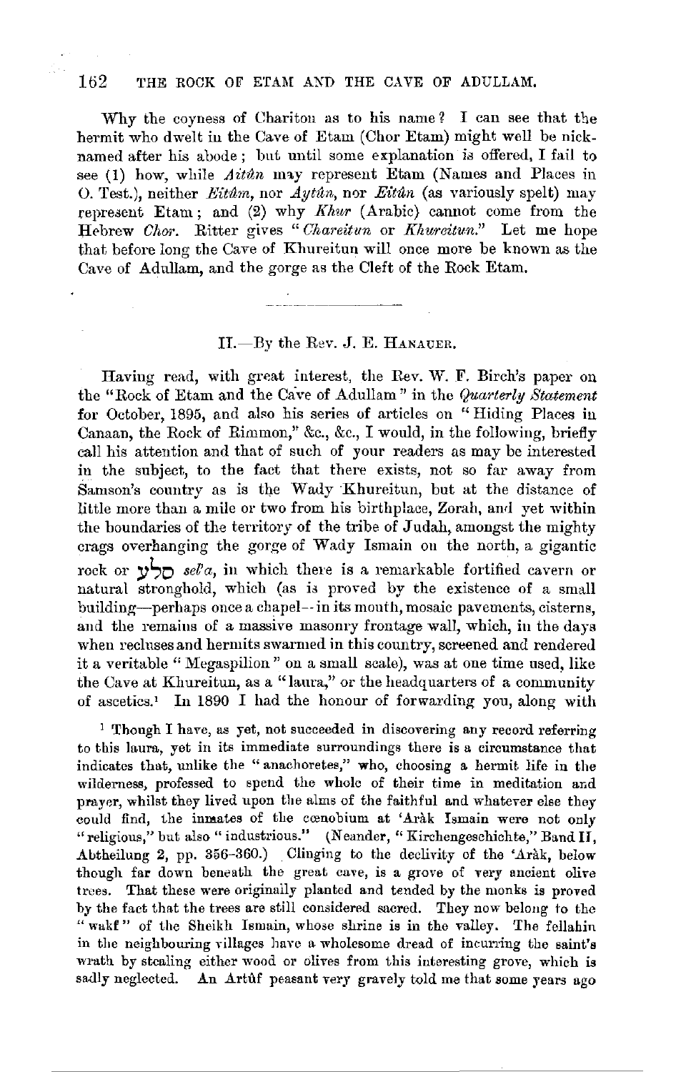Why the coyness of Chariton as to his name? I can see that the hermit who dwelt in the Cave of Etam (Chor Etam) might well be nicknamed after his abode; but until some explanation is offered, I fail to see (1) how, while *Aitân* may represent Etam (Names and Places in O. Test.), neither *Eitâm*, nor *Aytûn*, nor *Eitûn* (as variously spelt) may represent Etam; and (2) why *Khur* (Arabic) cannot come from the Hebrew *Chor*. Ritter gives "*Chareitun* or *Khureitun*." Let me hope that before long the Cave of Khureitun will once more be known as the Cave of Adullam, and the gorge as the Cleft of the Rock Etam.

---

## II.—By the Rev. J. E. Hanauer.

Having read, with great interest, the Rev. W. F. Birch's paper on the "Rock of Etam and the Cave of Adullam" in the *Quarterly Statement* for October, 1895, and also his series of articles on "Hiding Places in Canaan, the Rock of Rimmon," &c., &c., I would, in the following, briefly call his attention and that of such of your readers as may be interested in the subject, to the fact that there exists, not so far away from Samson's country as is the Wady Khureitun, but at the distance of little more than a mile or two from his birthplace, Zorah, and yet within the boundaries of the territory of the tribe of Judah, amongst the mighty crags overhanging the gorge of Wady Ismain on the north, a gigantic rock or סלע *sel'a*, in which there is a remarkable fortified cavern or natural stronghold, which (as is proved by the existence of a small building—perhaps once a chapel—in its mouth, mosaic pavements, cisterns, and the remains of a massive masonry frontage wall, which, in the days when recluses and hermits swarmed in this country, screened and rendered it a veritable "Megaspilion" on a small scale), was at one time used, like the Cave at Khureitun, as a "laura," or the headquarters of a community of ascetics.[1] In 1890 I had the honour of forwarding you, along with

[1] Though I have, as yet, not succeeded in discovering any record referring to this laura, yet in its immediate surroundings there is a circumstance that indicates that, unlike the "anachoretes," who, choosing a hermit life in the wilderness, professed to spend the whole of their time in meditation and prayer, whilst they lived upon the alms of the faithful and whatever else they could find, the inmates of the cœnobium at 'Aràk Ismain were not only "religious," but also "industrious." (Neander, "Kirchengeschichte," Band II, Abtheilung 2, pp. 356–360.) Clinging to the declivity of the 'Aràk, below though far down beneath the great cave, is a grove of very ancient olive trees. That these were originally planted and tended by the monks is proved by the fact that the trees are still considered sacred. They now belong to the "wakf" of the Sheikh Ismain, whose shrine is in the valley. The fellahin in the neighbouring villages have a wholesome dread of incurring the saint's wrath by stealing either wood or olives from this interesting grove, which is sadly neglected. An Artûf peasant very gravely told me that some years ago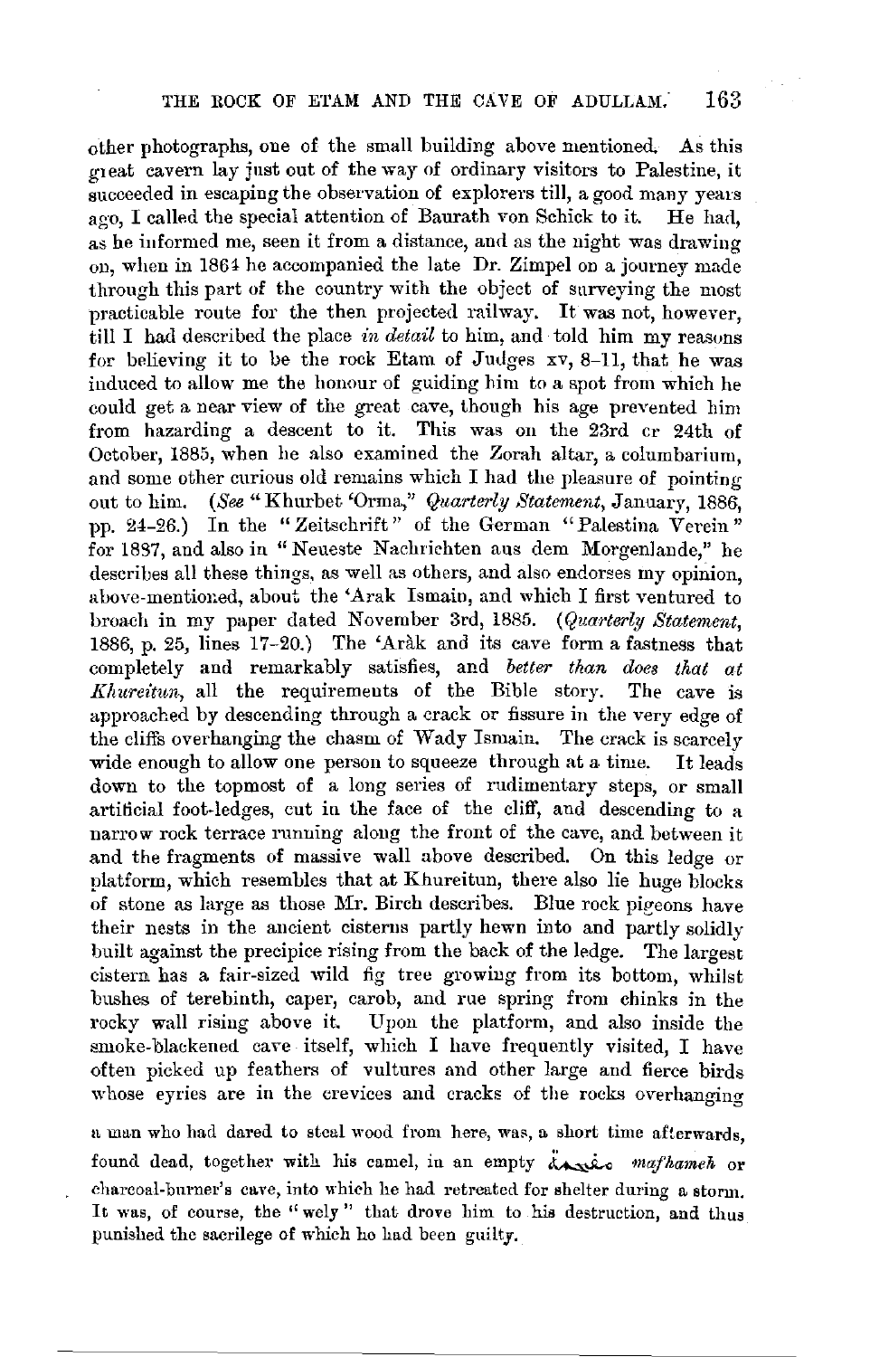other photographs, one of the small building above mentioned. As this great cavern lay just out of the way of ordinary visitors to Palestine, it succeeded in escaping the observation of explorers till, a good many years ago, I called the special attention of Baurath von Schick to it. He had, as he informed me, seen it from a distance, and as the night was drawing on, when in 1864 he accompanied the late Dr. Zimpel on a journey made through this part of the country with the object of surveying the most practicable route for the then projected railway. It was not, however, till I had described the place *in detail* to him, and told him my reasons for believing it to be the rock Etam of Judges xv, 8–11, that he was induced to allow me the honour of guiding him to a spot from which he could get a near view of the great cave, though his age prevented him from hazarding a descent to it. This was on the 23rd or 24th of October, 1885, when he also examined the Zorah altar, a columbarium, and some other curious old remains which I had the pleasure of pointing out to him. (*See* "Khurbet 'Orma," *Quarterly Statement*, January, 1886, pp. 24–26.) In the "Zeitschrift" of the German "Palestina Verein" for 1887, and also in "Neueste Nachrichten aus dem Morgenlande," he describes all these things, as well as others, and also endorses my opinion, above-mentioned, about the 'Arak Ismain, and which I first ventured to broach in my paper dated November 3rd, 1885. (*Quarterly Statement*, 1886, p. 25, lines 17–20.) The 'Aràk and its cave form a fastness that completely and remarkably satisfies, and *better than does that at Khureitun*, all the requirements of the Bible story. The cave is approached by descending through a crack or fissure in the very edge of the cliffs overhanging the chasm of Wady Ismain. The crack is scarcely wide enough to allow one person to squeeze through at a time. It leads down to the topmost of a long series of rudimentary steps, or small artificial foot-ledges, cut in the face of the cliff, and descending to a narrow rock terrace running along the front of the cave, and between it and the fragments of massive wall above described. On this ledge or platform, which resembles that at Khureitun, there also lie huge blocks of stone as large as those Mr. Birch describes. Blue rock pigeons have their nests in the ancient cisterns partly hewn into and partly solidly built against the precipice rising from the back of the ledge. The largest cistern has a fair-sized wild fig tree growing from its bottom, whilst bushes of terebinth, caper, carob, and rue spring from chinks in the rocky wall rising above it. Upon the platform, and also inside the smoke-blackened cave itself, which I have frequently visited, I have often picked up feathers of vultures and other large and fierce birds whose eyries are in the crevices and cracks of the rocks overhanging

a man who had dared to steal wood from here, was, a short time afterwards, found dead, together with his camel, in an empty مفحمة *mafhameh* or charcoal-burner's cave, into which he had retreated for shelter during a storm. It was, of course, the "wely" that drove him to his destruction, and thus punished the sacrilege of which he had been guilty.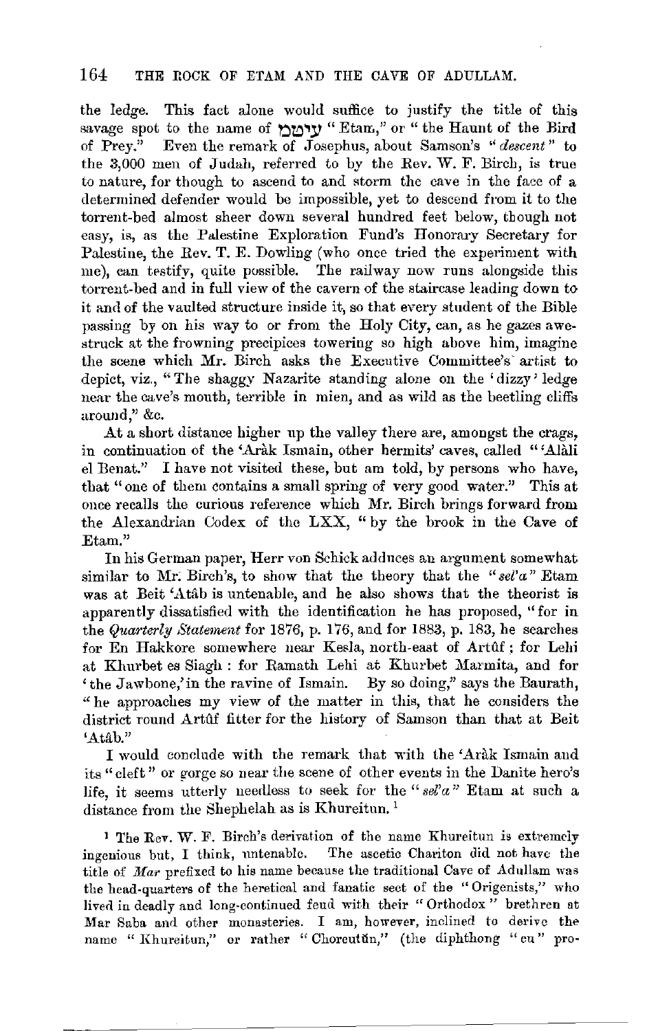the ledge. This fact alone would suffice to justify the title of this savage spot to the name of עיטם "Etam," or "the Haunt of the Bird of Prey." Even the remark of Josephus, about Samson's "*descent*" to the 3,000 men of Judah, referred to by the Rev. W. F. Birch, is true to nature, for though to ascend to and storm the cave in the face of a determined defender would be impossible, yet to descend from it to the torrent-bed almost sheer down several hundred feet below, though not easy, is, as the Palestine Exploration Fund's Honorary Secretary for Palestine, the Rev. T. E. Dowling (who once tried the experiment with me), can testify, quite possible. The railway now runs alongside this torrent-bed and in full view of the cavern of the staircase leading down to it and of the vaulted structure inside it, so that every student of the Bible passing by on his way to or from the Holy City, can, as he gazes awe-struck at the frowning precipices towering so high above him, imagine the scene which Mr. Birch asks the Executive Committee's artist to depict, viz., "The shaggy Nazarite standing alone on the 'dizzy' ledge near the cave's mouth, terrible in mien, and as wild as the beetling cliffs around," &c.

At a short distance higher up the valley there are, amongst the crags, in continuation of the 'Aràk Ismain, other hermits' caves, called "'Alàli el Benat." I have not visited these, but am told, by persons who have, that "one of them contains a small spring of very good water." This at once recalls the curious reference which Mr. Birch brings forward from the Alexandrian Codex of the LXX, "by the brook in the Cave of Etam."

In his German paper, Herr von Schick adduces an argument somewhat similar to Mr. Birch's, to show that the theory that the "*sel'a*" Etam was at Beit 'Atâb is untenable, and he also shows that the theorist is apparently dissatisfied with the identification he has proposed, "for in the *Quarterly Statement* for 1876, p. 176, and for 1883, p. 183, he searches for En Hakkore somewhere near Kesla, north-east of Artûf: for Lehi at Khurbet es Siagh: for Ramath Lehi at Khurbet Marmita, and for 'the Jawbone,' in the ravine of Ismain. By so doing," says the Baurath, "he approaches my view of the matter in this, that he considers the district round Artûf fitter for the history of Samson than that at Beit 'Atâb."

I would conclude with the remark that with the 'Aràk Ismain and its "cleft" or gorge so near the scene of other events in the Danite hero's life, it seems utterly needless to seek for the "*sel'a*" Etam at such a distance from the Shephelah as is Khureitun.[1]

[1] The Rev. W. F. Birch's derivation of the name Khureitun is extremely ingenious but, I think, untenable. The ascetic Chariton did not have the title of *Mar* prefixed to his name because the traditional Cave of Adullam was the head-quarters of the heretical and fanatic sect of the "Origenists," who lived in deadly and long-continued feud with their "Orthodox" brethren at Mar Saba and other monasteries. I am, however, inclined to derive the name "Khureitun," or rather "Choreutûn," (the diphthong "eu" pro-